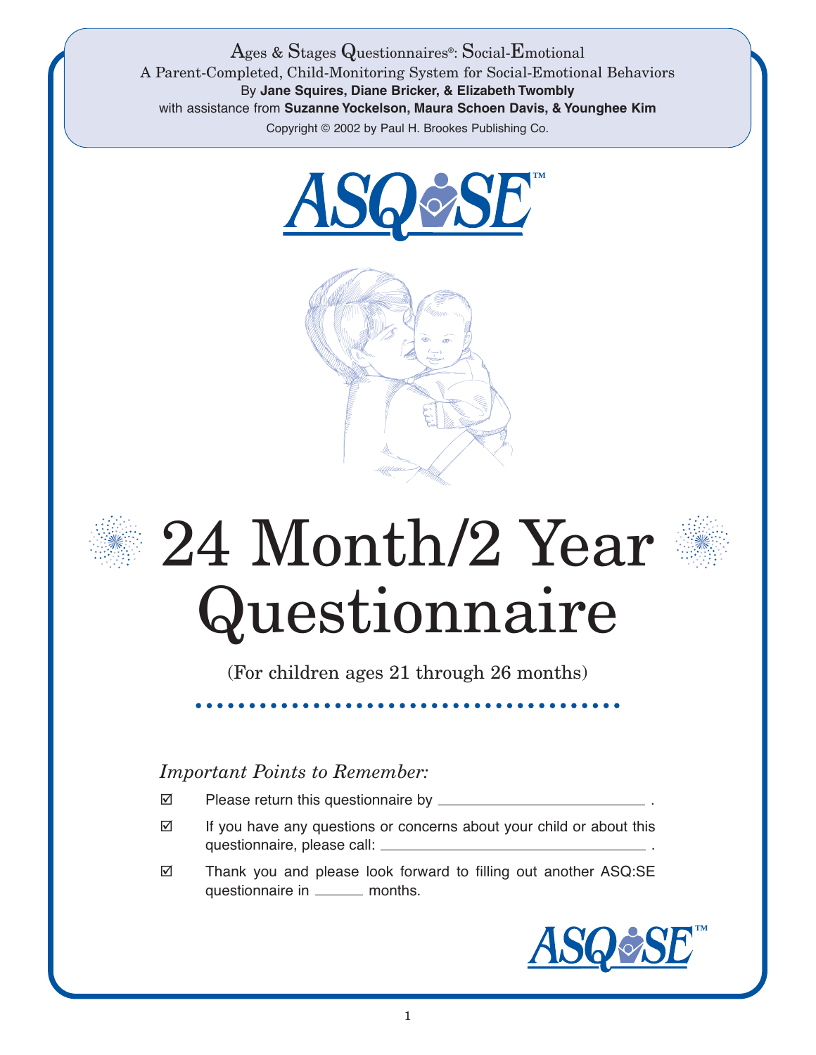Ages & Stages Questionnaires®: Social-Emotional

A Parent-Completed, Child-Monitoring System for Social-Emotional Behaviors

By **Jane Squires, Diane Bricker, & Elizabeth Twombly**

with assistance from **Suzanne Yockelson, Maura Schoen Davis, & Younghee Kim**

Copyright © 2002 by Paul H. Brookes Publishing Co.

ASQ:SE™

# 24 Month/2 Year Questionnaire

(For children ages 21 through 26 months)

*Important Points to Remember:*

☑ Please return this questionnaire by ______________________ .

☑ If you have any questions or concerns about your child or about this questionnaire, please call: ______________________ .

☑ Thank you and please look forward to filling out another ASQ:SE questionnaire in ______ months.

ASQ:SE™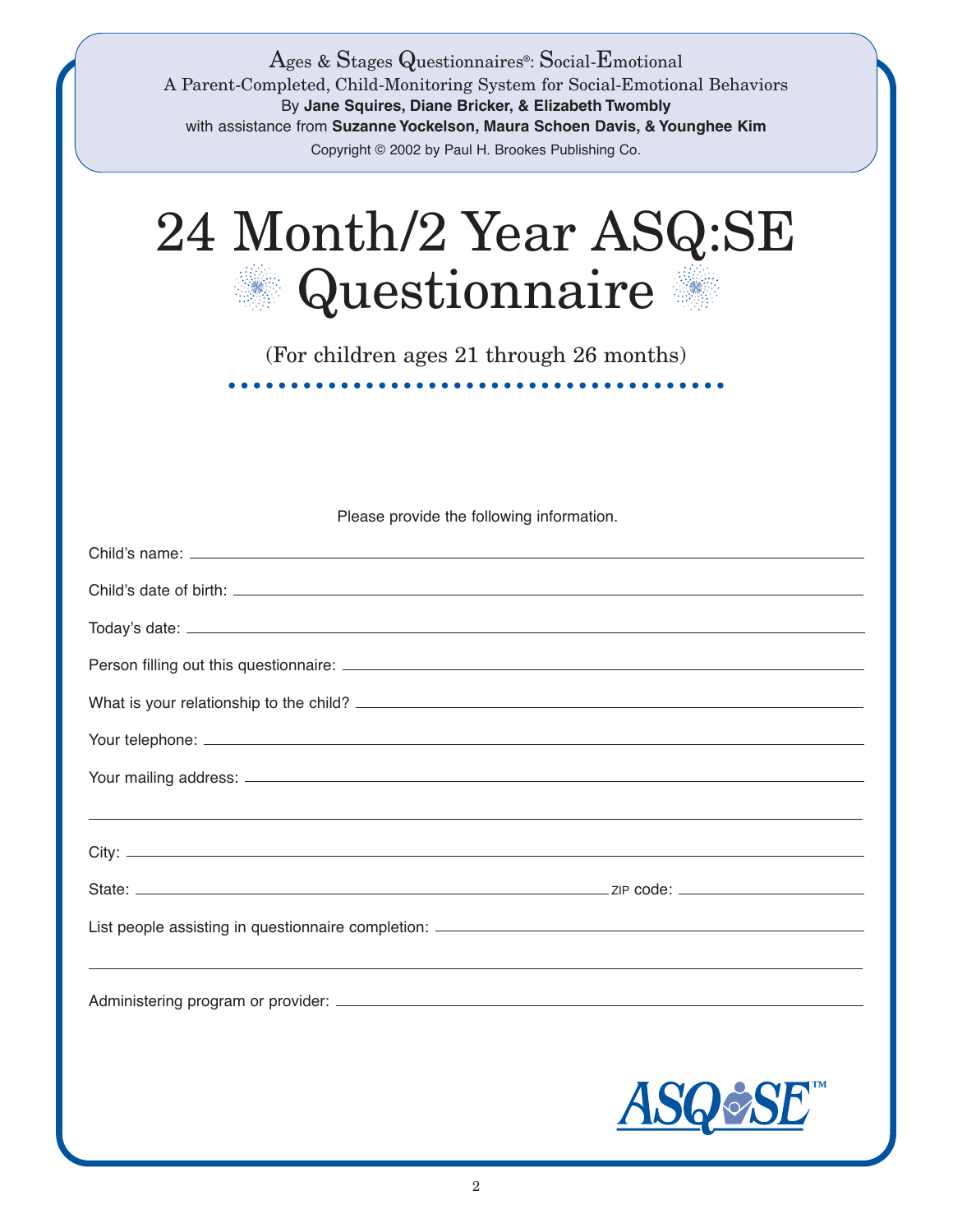Ages & Stages Questionnaires®: Social-Emotional
A Parent-Completed, Child-Monitoring System for Social-Emotional Behaviors
By **Jane Squires, Diane Bricker, & Elizabeth Twombly**
with assistance from **Suzanne Yockelson, Maura Schoen Davis, & Younghee Kim**
Copyright © 2002 by Paul H. Brookes Publishing Co.

# 24 Month/2 Year ASQ:SE Questionnaire

(For children ages 21 through 26 months)

Please provide the following information.

Child's name: ______________________________

Child's date of birth: ______________________________

Today's date: ______________________________

Person filling out this questionnaire: ______________________________

What is your relationship to the child? ______________________________

Your telephone: ______________________________

Your mailing address: ______________________________

______________________________

City: ______________________________

State: ______________________________ ZIP code: ______________

List people assisting in questionnaire completion: ______________________________

______________________________

Administering program or provider: ______________________________

ASQ:SE™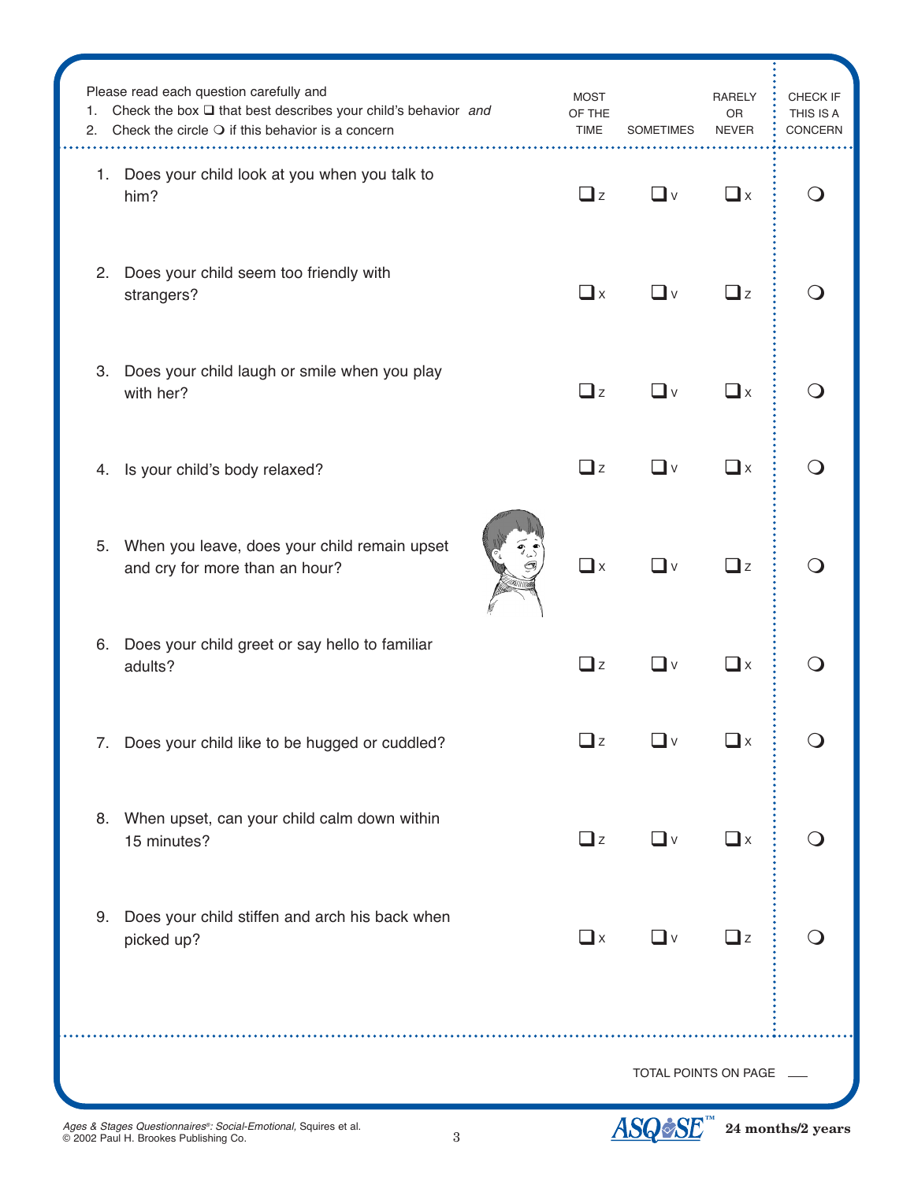Please read each question carefully and
1. Check the box ❑ that best describes your child's behavior *and*
2. Check the circle ❍ if this behavior is a concern

| Question | MOST OF THE TIME | SOMETIMES | RARELY OR NEVER | CHECK IF THIS IS A CONCERN |
|---|---|---|---|---|
| 1. Does your child look at you when you talk to him? | ❑ z | ❑ v | ❑ x | ❍ |
| 2. Does your child seem too friendly with strangers? | ❑ x | ❑ v | ❑ z | ❍ |
| 3. Does your child laugh or smile when you play with her? | ❑ z | ❑ v | ❑ x | ❍ |
| 4. Is your child's body relaxed? | ❑ z | ❑ v | ❑ x | ❍ |
| 5. When you leave, does your child remain upset and cry for more than an hour? | ❑ x | ❑ v | ❑ z | ❍ |
| 6. Does your child greet or say hello to familiar adults? | ❑ z | ❑ v | ❑ x | ❍ |
| 7. Does your child like to be hugged or cuddled? | ❑ z | ❑ v | ❑ x | ❍ |
| 8. When upset, can your child calm down within 15 minutes? | ❑ z | ❑ v | ❑ x | ❍ |
| 9. Does your child stiffen and arch his back when picked up? | ❑ x | ❑ v | ❑ z | ❍ |

TOTAL POINTS ON PAGE ___

*Ages & Stages Questionnaires®: Social-Emotional,* Squires et al.
© 2002 Paul H. Brookes Publishing Co.

ASQ:SE™ **24 months/2 years**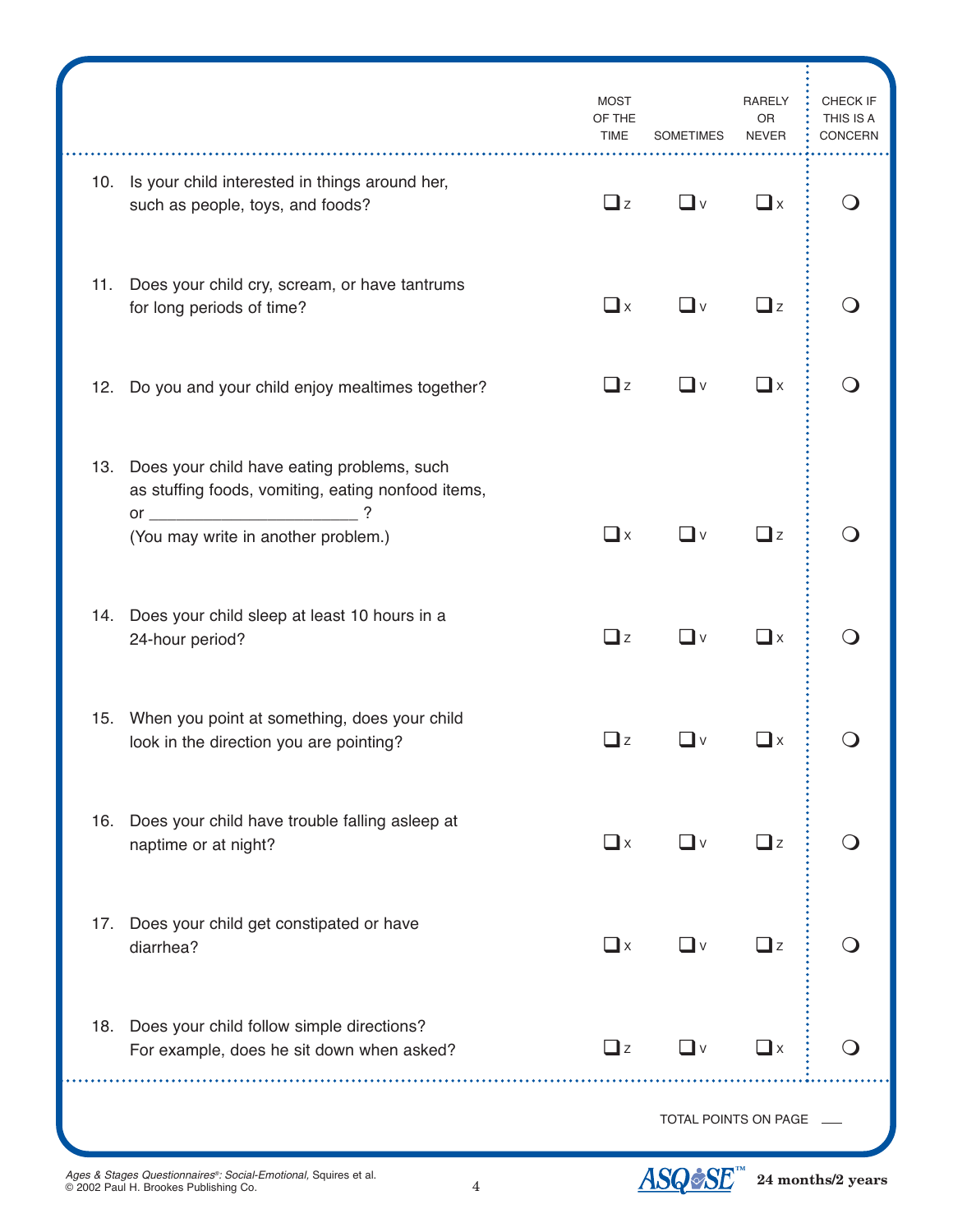| | MOST OF THE TIME | SOMETIMES | RARELY OR NEVER | CHECK IF THIS IS A CONCERN |
|---|---|---|---|---|
| 10. Is your child interested in things around her, such as people, toys, and foods? | ❑ z | ❑ v | ❑ x | ❍ |
| 11. Does your child cry, scream, or have tantrums for long periods of time? | ❑ x | ❑ v | ❑ z | ❍ |
| 12. Do you and your child enjoy mealtimes together? | ❑ z | ❑ v | ❑ x | ❍ |
| 13. Does your child have eating problems, such as stuffing foods, vomiting, eating nonfood items, or ______________________ ? (You may write in another problem.) | ❑ x | ❑ v | ❑ z | ❍ |
| 14. Does your child sleep at least 10 hours in a 24-hour period? | ❑ z | ❑ v | ❑ x | ❍ |
| 15. When you point at something, does your child look in the direction you are pointing? | ❑ z | ❑ v | ❑ x | ❍ |
| 16. Does your child have trouble falling asleep at naptime or at night? | ❑ x | ❑ v | ❑ z | ❍ |
| 17. Does your child get constipated or have diarrhea? | ❑ x | ❑ v | ❑ z | ❍ |
| 18. Does your child follow simple directions? For example, does he sit down when asked? | ❑ z | ❑ v | ❑ x | ❍ |

TOTAL POINTS ON PAGE ___

*Ages & Stages Questionnaires®: Social-Emotional,* Squires et al.
© 2002 Paul H. Brookes Publishing Co.

ASQ:SE™ **24 months/2 years**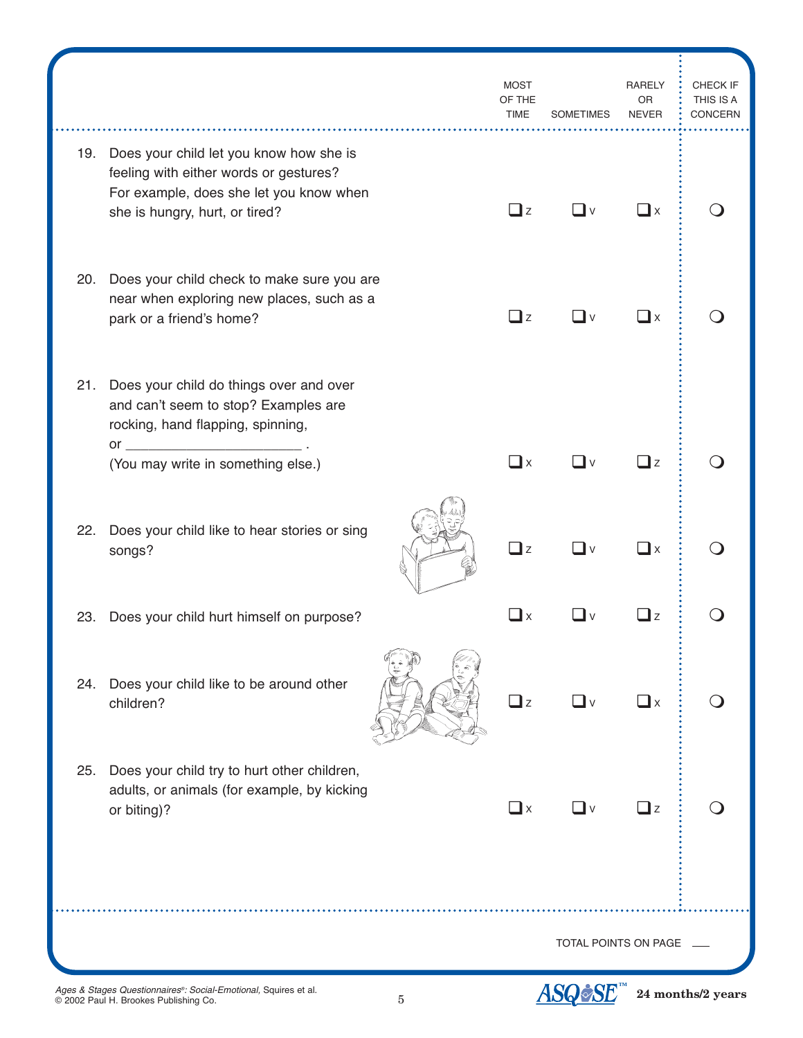| | MOST OF THE TIME | SOMETIMES | RARELY OR NEVER | CHECK IF THIS IS A CONCERN |
|---|---|---|---|---|
| 19. Does your child let you know how she is feeling with either words or gestures? For example, does she let you know when she is hungry, hurt, or tired? | ❑ z | ❑ v | ❑ x | ○ |
| 20. Does your child check to make sure you are near when exploring new places, such as a park or a friend's home? | ❑ z | ❑ v | ❑ x | ○ |
| 21. Does your child do things over and over and can't seem to stop? Examples are rocking, hand flapping, spinning, or ______________________ . (You may write in something else.) | ❑ x | ❑ v | ❑ z | ○ |
| 22. Does your child like to hear stories or sing songs? | ❑ z | ❑ v | ❑ x | ○ |
| 23. Does your child hurt himself on purpose? | ❑ x | ❑ v | ❑ z | ○ |
| 24. Does your child like to be around other children? | ❑ z | ❑ v | ❑ x | ○ |
| 25. Does your child try to hurt other children, adults, or animals (for example, by kicking or biting)? | ❑ x | ❑ v | ❑ z | ○ |

TOTAL POINTS ON PAGE ___

*Ages & Stages Questionnaires®: Social-Emotional,* Squires et al.
© 2002 Paul H. Brookes Publishing Co.

ASQ:SE™ **24 months/2 years**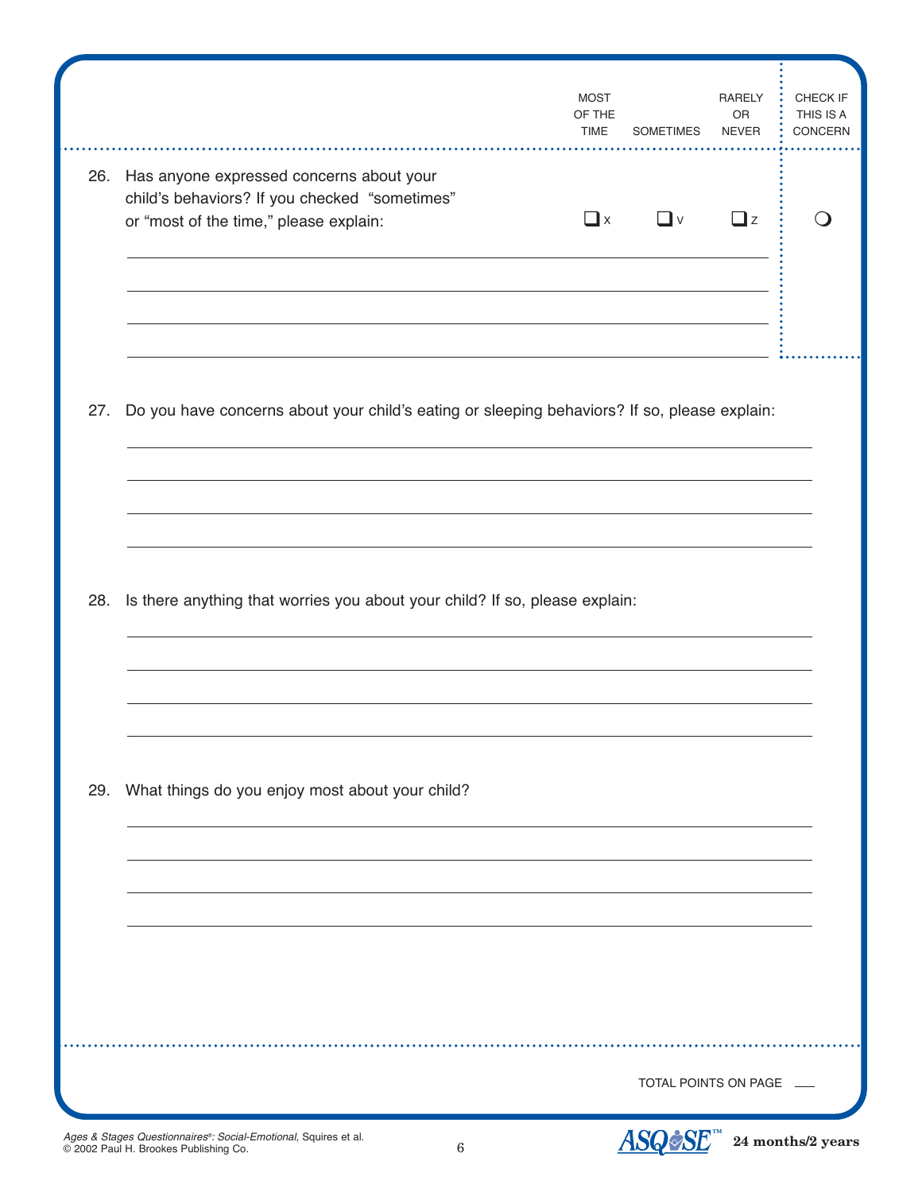| | MOST OF THE TIME | SOMETIMES | RARELY OR NEVER | CHECK IF THIS IS A CONCERN |
|---|---|---|---|---|
| 26. Has anyone expressed concerns about your child's behaviors? If you checked "sometimes" or "most of the time," please explain: | ❑ X | ❑ V | ❑ Z | ❍ |

_______________________________________________

_______________________________________________

_______________________________________________

_______________________________________________

27. Do you have concerns about your child's eating or sleeping behaviors? If so, please explain:

_______________________________________________

_______________________________________________

_______________________________________________

_______________________________________________

28. Is there anything that worries you about your child? If so, please explain:

_______________________________________________

_______________________________________________

_______________________________________________

_______________________________________________

29. What things do you enjoy most about your child?

_______________________________________________

_______________________________________________

_______________________________________________

_______________________________________________

TOTAL POINTS ON PAGE ___

*Ages & Stages Questionnaires®: Social-Emotional,* Squires et al.
© 2002 Paul H. Brookes Publishing Co.

ASQ:SE™ **24 months/2 years**